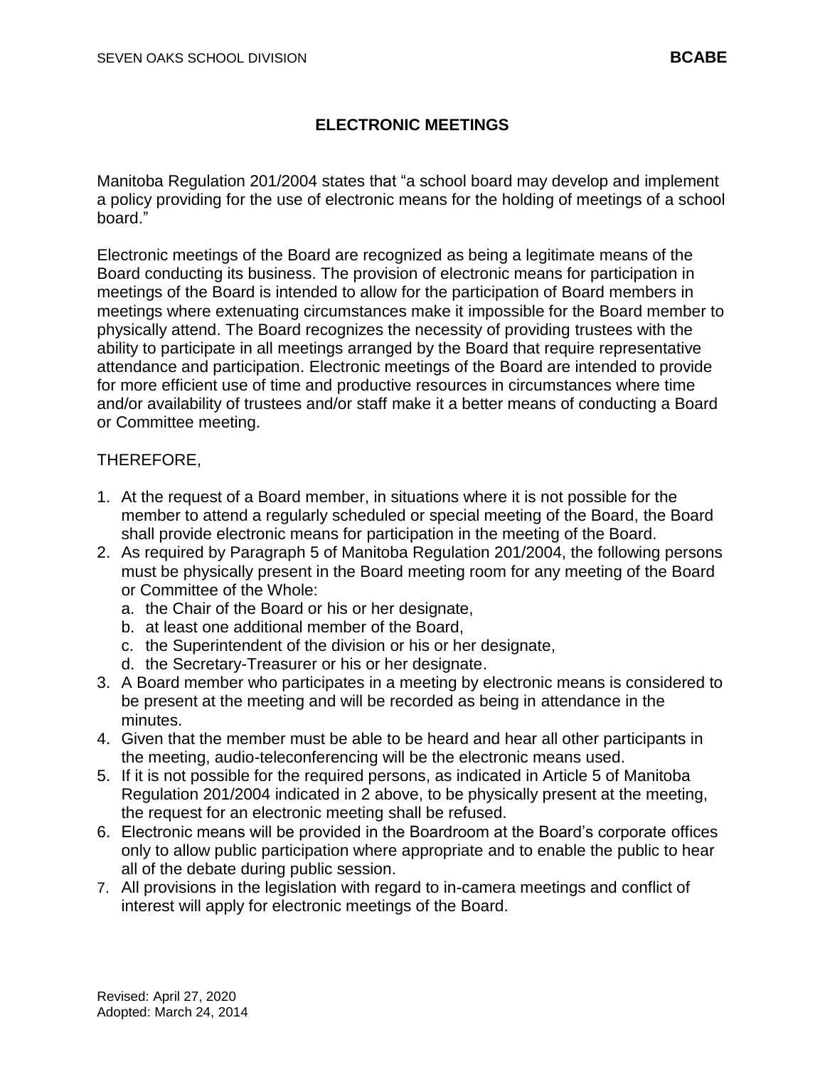# ELECTRONIC MEETINGS

Manitoba Regulation 201/2004 states that "a school board may develop and implement a policy providing for the use of electronic means for the holding of meetings of a school board."

Electronic meetings of the Board are recognized as being a legitimate means of the Board conducting its business. The provision of electronic means for participation in meetings of the Board is intended to allow for the participation of Board members in meetings where extenuating circumstances make it impossible for the Board member to physically attend. The Board recognizes the necessity of providing trustees with the ability to participate in all meetings arranged by the Board that require representative attendance and participation. Electronic meetings of the Board are intended to provide for more efficient use of time and productive resources in circumstances where time and/or availability of trustees and/or staff make it a better means of conducting a Board or Committee meeting.

THEREFORE,

1. At the request of a Board member, in situations where it is not possible for the member to attend a regularly scheduled or special meeting of the Board, the Board shall provide electronic means for participation in the meeting of the Board.
2. As required by Paragraph 5 of Manitoba Regulation 201/2004, the following persons must be physically present in the Board meeting room for any meeting of the Board or Committee of the Whole:
   a. the Chair of the Board or his or her designate,
   b. at least one additional member of the Board,
   c. the Superintendent of the division or his or her designate,
   d. the Secretary-Treasurer or his or her designate.
3. A Board member who participates in a meeting by electronic means is considered to be present at the meeting and will be recorded as being in attendance in the minutes.
4. Given that the member must be able to be heard and hear all other participants in the meeting, audio-teleconferencing will be the electronic means used.
5. If it is not possible for the required persons, as indicated in Article 5 of Manitoba Regulation 201/2004 indicated in 2 above, to be physically present at the meeting, the request for an electronic meeting shall be refused.
6. Electronic means will be provided in the Boardroom at the Board's corporate offices only to allow public participation where appropriate and to enable the public to hear all of the debate during public session.
7. All provisions in the legislation with regard to in-camera meetings and conflict of interest will apply for electronic meetings of the Board.

Revised: April 27, 2020
Adopted: March 24, 2014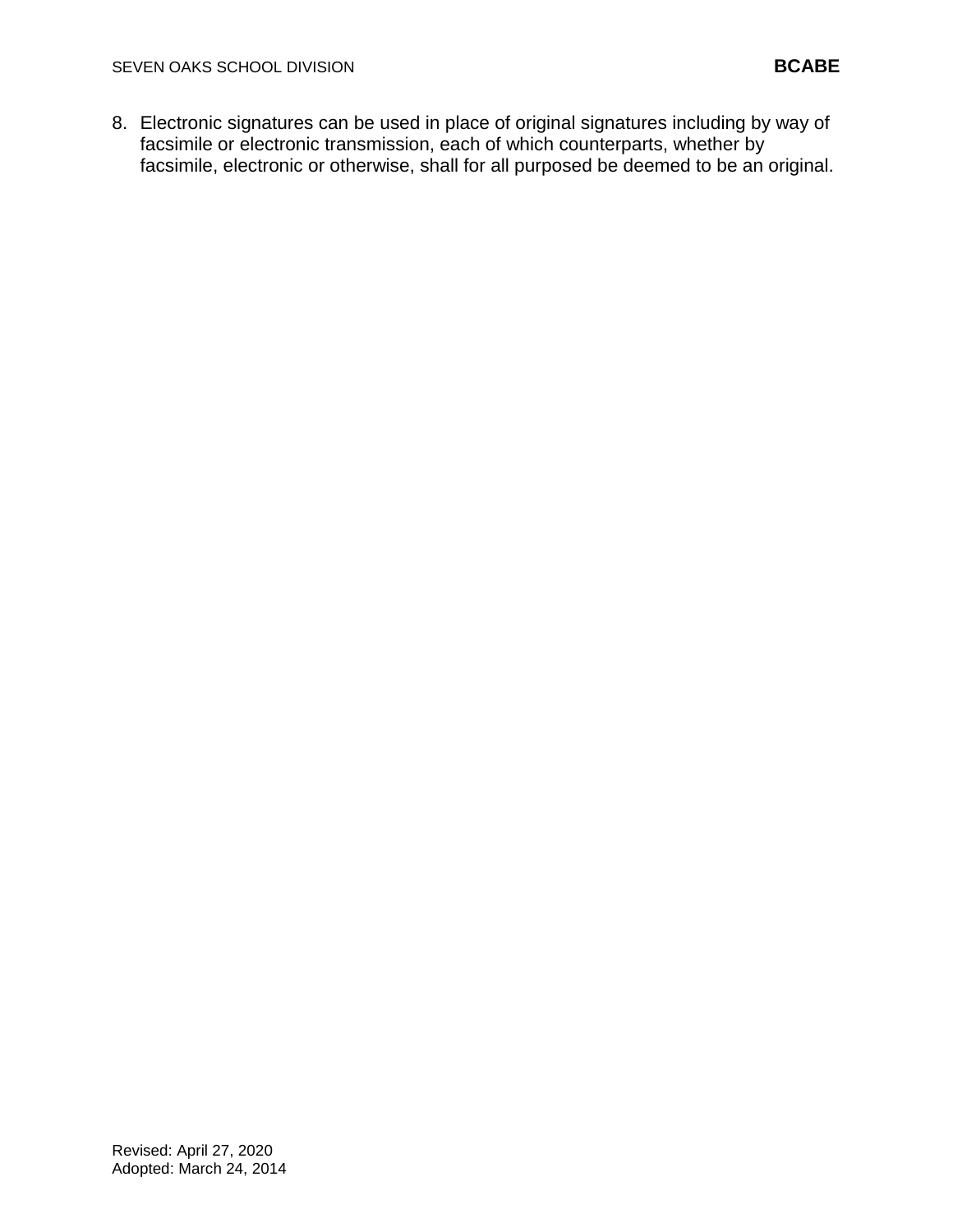8. Electronic signatures can be used in place of original signatures including by way of facsimile or electronic transmission, each of which counterparts, whether by facsimile, electronic or otherwise, shall for all purposed be deemed to be an original.

Revised: April 27, 2020
Adopted: March 24, 2014